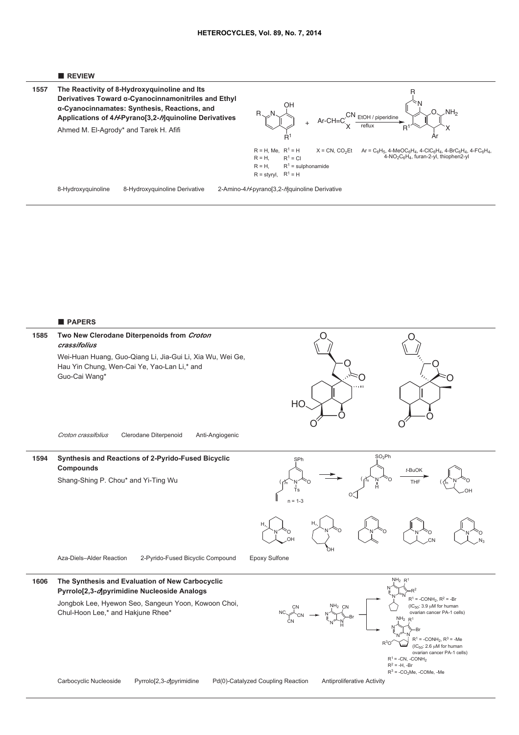## ■ REVIEW

**1557** **The Reactivity of 8-Hydroxyquinoline and Its Derivatives Toward α-Cyanocinnamonitriles and Ethyl α-Cyanocinnamates: Synthesis, Reactions, and Applications of 4*H*-Pyrano[3,2-*h*]quinoline Derivatives**

Ahmed M. El-Agrody* and Tarek H. Afifi

EtOH / piperidine, reflux

R = H, Me, $R^1$ = H; R = H, $R^1$ = Cl; R = H, $R^1$ = sulphonamide; R = styryl, $R^1$ = H

X = CN, $CO_2Et$

Ar = $C_6H_5$, 4-$MeOC_6H_4$, 4-$ClC_6H_4$, 4-$BrC_6H_4$, 4-$FC_6H_4$, 4-$NO_2C_6H_4$, furan-2-yl, thiophen2-yl

8-Hydroxyquinoline    8-Hydroxyquinoline Derivative    2-Amino-4*H*-pyrano[3,2-*h*]quinoline Derivative

## ■ PAPERS

**1585** **Two New Clerodane Diterpenoids from *Croton crassifolius***

Wei-Huan Huang, Guo-Qiang Li, Jia-Gui Li, Xia Wu, Wei Ge, Hau Yin Chung, Wen-Cai Ye, Yao-Lan Li,* and Guo-Cai Wang*

*Croton crassifolius*    Clerodane Diterpenoid    Anti-Angiogenic

**1594** **Synthesis and Reactions of 2-Pyrido-Fused Bicyclic Compounds**

Shang-Shing P. Chou* and Yi-Ting Wu

*t*-BuOK, THF; n = 1-3

Aza-Diels–Alder Reaction    2-Pyrido-Fused Bicyclic Compound    Epoxy Sulfone

**1606** **The Synthesis and Evaluation of New Carbocyclic Pyrrolo[2,3-*d*]pyrimidine Nucleoside Analogs**

Jongbok Lee, Hyewon Seo, Sangeun Yoon, Kowoon Choi, Chul-Hoon Lee,* and Hakjune Rhee*

$R^1$ = -$CONH_2$, $R^2$ = -Br ($IC_{50}$: 3.9 μM for human ovarian cancer PA-1 cells)

$R^1$ = -$CONH_2$, $R^3$ = -Me ($IC_{50}$: 2.6 μM for human ovarian cancer PA-1 cells)

$R^1$ = -CN, -$CONH_2$; $R^2$ = -H, -Br; $R^3$ = -$CO_2Me$, -COMe, -Me

Carbocyclic Nucleoside    Pyrrolo[2,3-*d*]pyrimidine    Pd(0)-Catalyzed Coupling Reaction    Antiproliferative Activity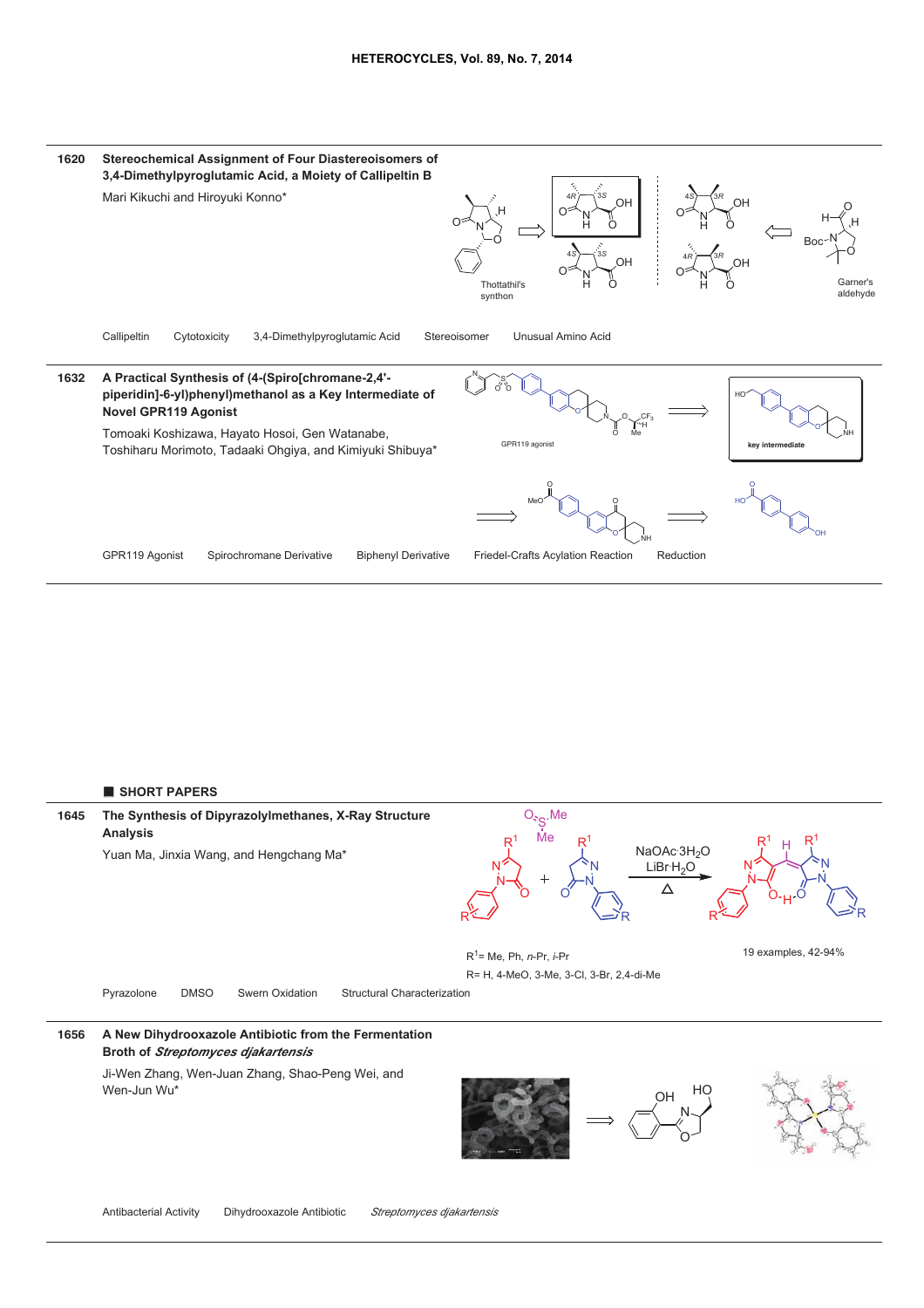**1620** **Stereochemical Assignment of Four Diastereoisomers of 3,4-Dimethylpyroglutamic Acid, a Moiety of Callipeltin B**

Mari Kikuchi and Hiroyuki Konno*

Thottathil's synthon

Garner's aldehyde

Callipeltin   Cytotoxicity   3,4-Dimethylpyroglutamic Acid   Stereoisomer   Unusual Amino Acid

**1632** **A Practical Synthesis of (4-(Spiro[chromane-2,4'-piperidin]-6-yl)phenyl)methanol as a Key Intermediate of Novel GPR119 Agonist**

Tomoaki Koshizawa, Hayato Hosoi, Gen Watanabe, Toshiharu Morimoto, Tadaaki Ohgiya, and Kimiyuki Shibuya*

GPR119 agonist

key intermediate

GPR119 Agonist   Spirochromane Derivative   Biphenyl Derivative   Friedel-Crafts Acylation Reaction   Reduction

## SHORT PAPERS

**1645** **The Synthesis of Dipyrazolylmethanes, X-Ray Structure Analysis**

Yuan Ma, Jinxia Wang, and Hengchang Ma*

$NaOAc \cdot 3H_2O$, $LiBr \cdot H_2O$, $\Delta$

$R^1$= Me, Ph, *n*-Pr, *i*-Pr

R= H, 4-MeO, 3-Me, 3-Cl, 3-Br, 2,4-di-Me

19 examples, 42-94%

Pyrazolone   DMSO   Swern Oxidation   Structural Characterization

**1656** **A New Dihydrooxazole Antibiotic from the Fermentation Broth of *Streptomyces djakartensis***

Ji-Wen Zhang, Wen-Juan Zhang, Shao-Peng Wei, and Wen-Jun Wu*

Antibacterial Activity   Dihydrooxazole Antibiotic   *Streptomyces djakartensis*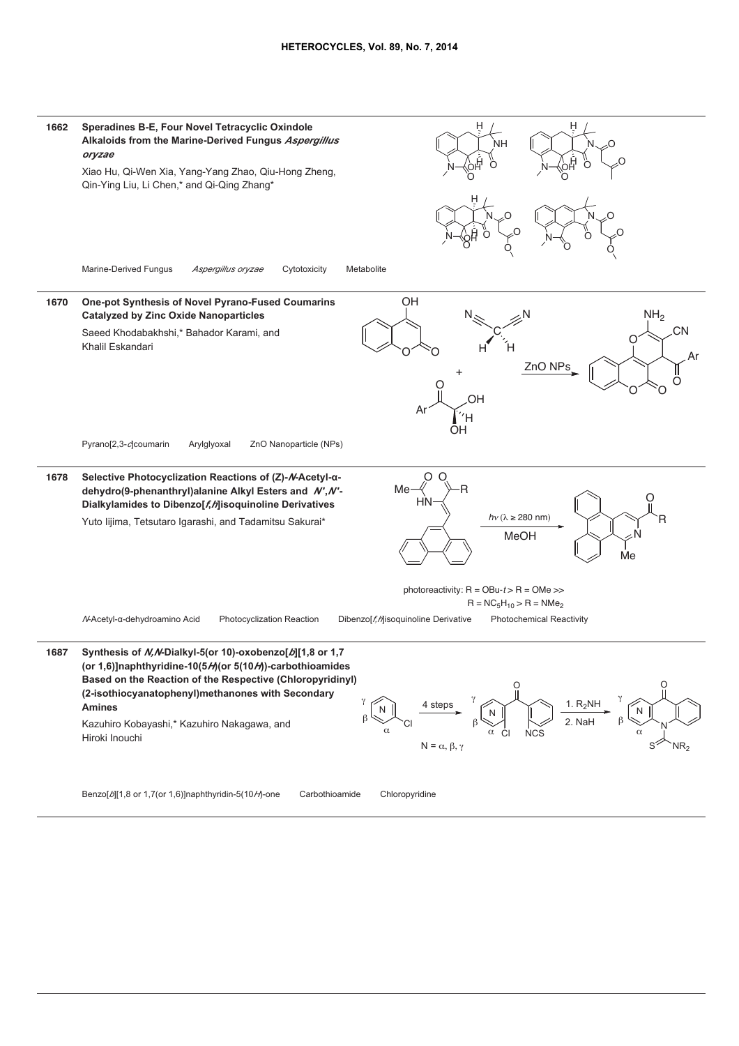**1662** **Speradines B-E, Four Novel Tetracyclic Oxindole Alkaloids from the Marine-Derived Fungus *Aspergillus oryzae***

Xiao Hu, Qi-Wen Xia, Yang-Yang Zhao, Qiu-Hong Zheng, Qin-Ying Liu, Li Chen,* and Qi-Qing Zhang*

Marine-Derived Fungus　*Aspergillus oryzae*　Cytotoxicity　Metabolite

---

**1670** **One-pot Synthesis of Novel Pyrano-Fused Coumarins Catalyzed by Zinc Oxide Nanoparticles**

Saeed Khodabakhshi,* Bahador Karami, and Khalil Eskandari

ZnO NPs

Pyrano[2,3-*c*]coumarin　Arylglyoxal　ZnO Nanoparticle (NPs)

---

**1678** **Selective Photocyclization Reactions of (Z)-*N*-Acetyl-α-dehydro(9-phenanthryl)alanine Alkyl Esters and *N'*,*N'*-Dialkylamides to Dibenzo[*f*,*h*]isoquinoline Derivatives**

Yuto Iijima, Tetsutaro Igarashi, and Tadamitsu Sakurai*

$h\nu$ ($\lambda \geq 280$ nm)
MeOH

photoreactivity: R = OBu-*t* > R = OMe >> R = $NC_5H_{10}$ > R = $NMe_2$

*N*-Acetyl-α-dehydroamino Acid　Photocyclization Reaction　Dibenzo[*f*,*h*]isoquinoline Derivative　Photochemical Reactivity

---

**1687** **Synthesis of *N*,*N*-Dialkyl-5(or 10)-oxobenzo[*b*][1,8 or 1,7 (or 1,6)]naphthyridine-10(5*H*)(or 5(10*H*))-carbothioamides Based on the Reaction of the Respective (Chloropyridinyl)(2-isothiocyanatophenyl)methanones with Secondary Amines**

Kazuhiro Kobayashi,* Kazuhiro Nakagawa, and Hiroki Inouchi

4 steps; 1. $R_2NH$ 2. NaH; N = α, β, γ

Benzo[*b*][1,8 or 1,7(or 1,6)]naphthyridin-5(10*H*)-one　Carbothioamide　Chloropyridine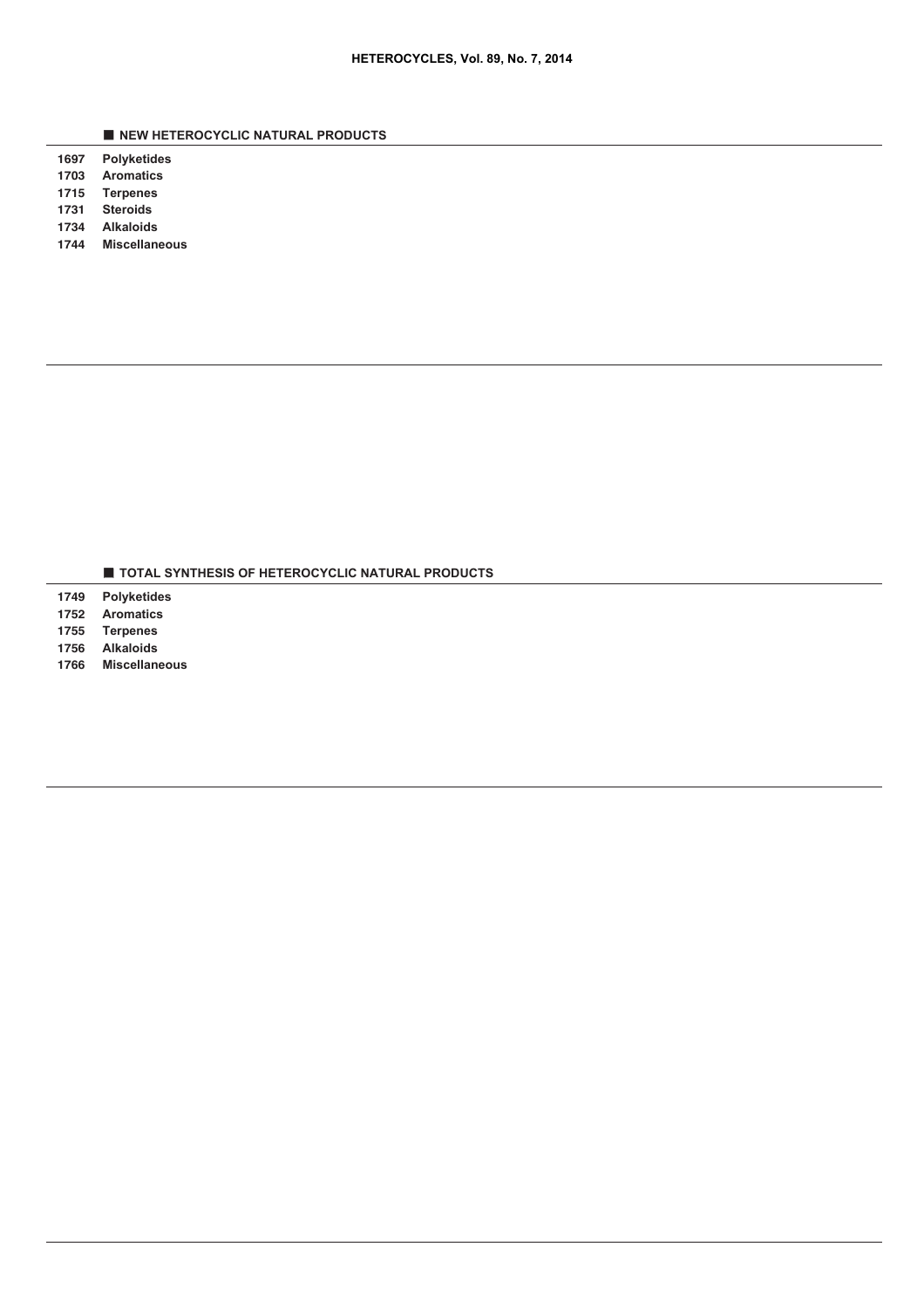## ■ NEW HETEROCYCLIC NATURAL PRODUCTS

**1697** **Polyketides**
**1703** **Aromatics**
**1715** **Terpenes**
**1731** **Steroids**
**1734** **Alkaloids**
**1744** **Miscellaneous**

## ■ TOTAL SYNTHESIS OF HETEROCYCLIC NATURAL PRODUCTS

**1749** **Polyketides**
**1752** **Aromatics**
**1755** **Terpenes**
**1756** **Alkaloids**
**1766** **Miscellaneous**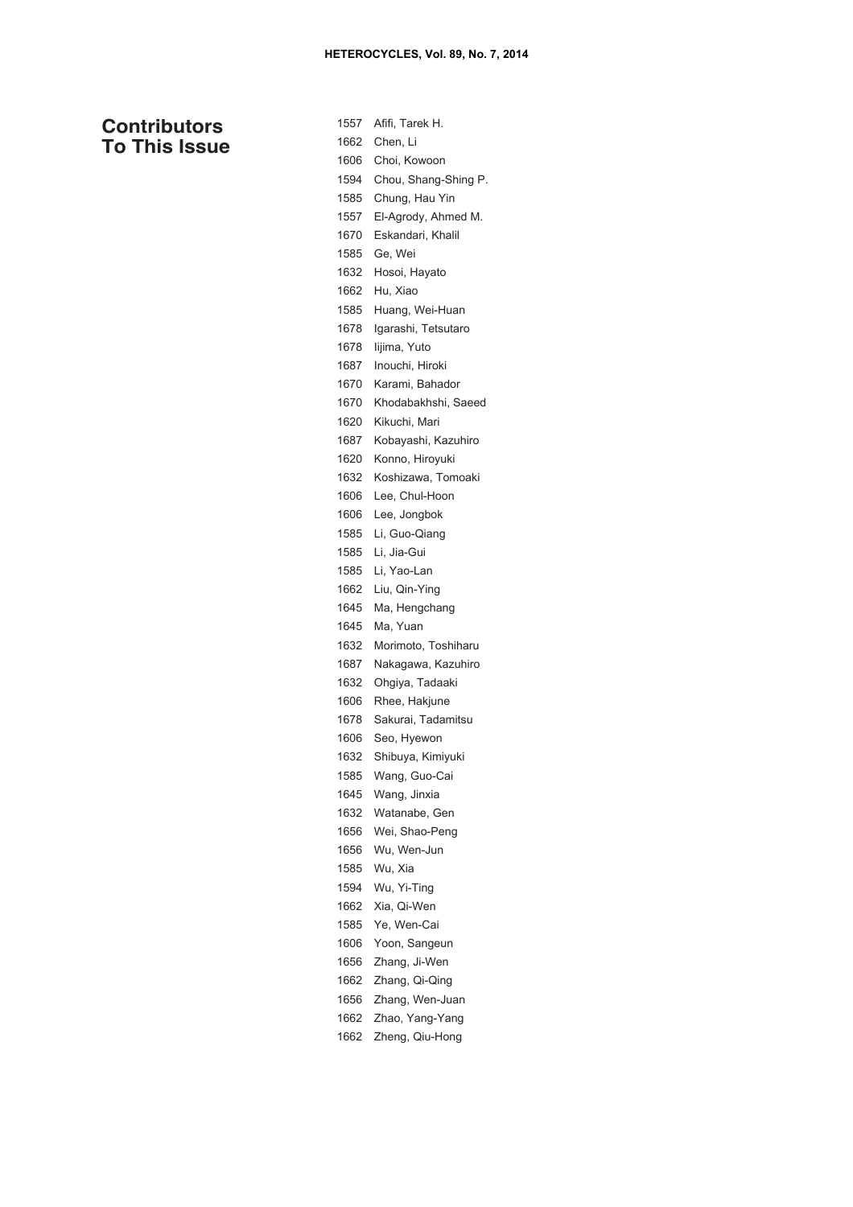# Contributors To This Issue

1557 Afifi, Tarek H.
1662 Chen, Li
1606 Choi, Kowoon
1594 Chou, Shang-Shing P.
1585 Chung, Hau Yin
1557 El-Agrody, Ahmed M.
1670 Eskandari, Khalil
1585 Ge, Wei
1632 Hosoi, Hayato
1662 Hu, Xiao
1585 Huang, Wei-Huan
1678 Igarashi, Tetsutaro
1678 Iijima, Yuto
1687 Inouchi, Hiroki
1670 Karami, Bahador
1670 Khodabakhshi, Saeed
1620 Kikuchi, Mari
1687 Kobayashi, Kazuhiro
1620 Konno, Hiroyuki
1632 Koshizawa, Tomoaki
1606 Lee, Chul-Hoon
1606 Lee, Jongbok
1585 Li, Guo-Qiang
1585 Li, Jia-Gui
1585 Li, Yao-Lan
1662 Liu, Qin-Ying
1645 Ma, Hengchang
1645 Ma, Yuan
1632 Morimoto, Toshiharu
1687 Nakagawa, Kazuhiro
1632 Ohgiya, Tadaaki
1606 Rhee, Hakjune
1678 Sakurai, Tadamitsu
1606 Seo, Hyewon
1632 Shibuya, Kimiyuki
1585 Wang, Guo-Cai
1645 Wang, Jinxia
1632 Watanabe, Gen
1656 Wei, Shao-Peng
1656 Wu, Wen-Jun
1585 Wu, Xia
1594 Wu, Yi-Ting
1662 Xia, Qi-Wen
1585 Ye, Wen-Cai
1606 Yoon, Sangeun
1656 Zhang, Ji-Wen
1662 Zhang, Qi-Qing
1656 Zhang, Wen-Juan
1662 Zhao, Yang-Yang
1662 Zheng, Qiu-Hong